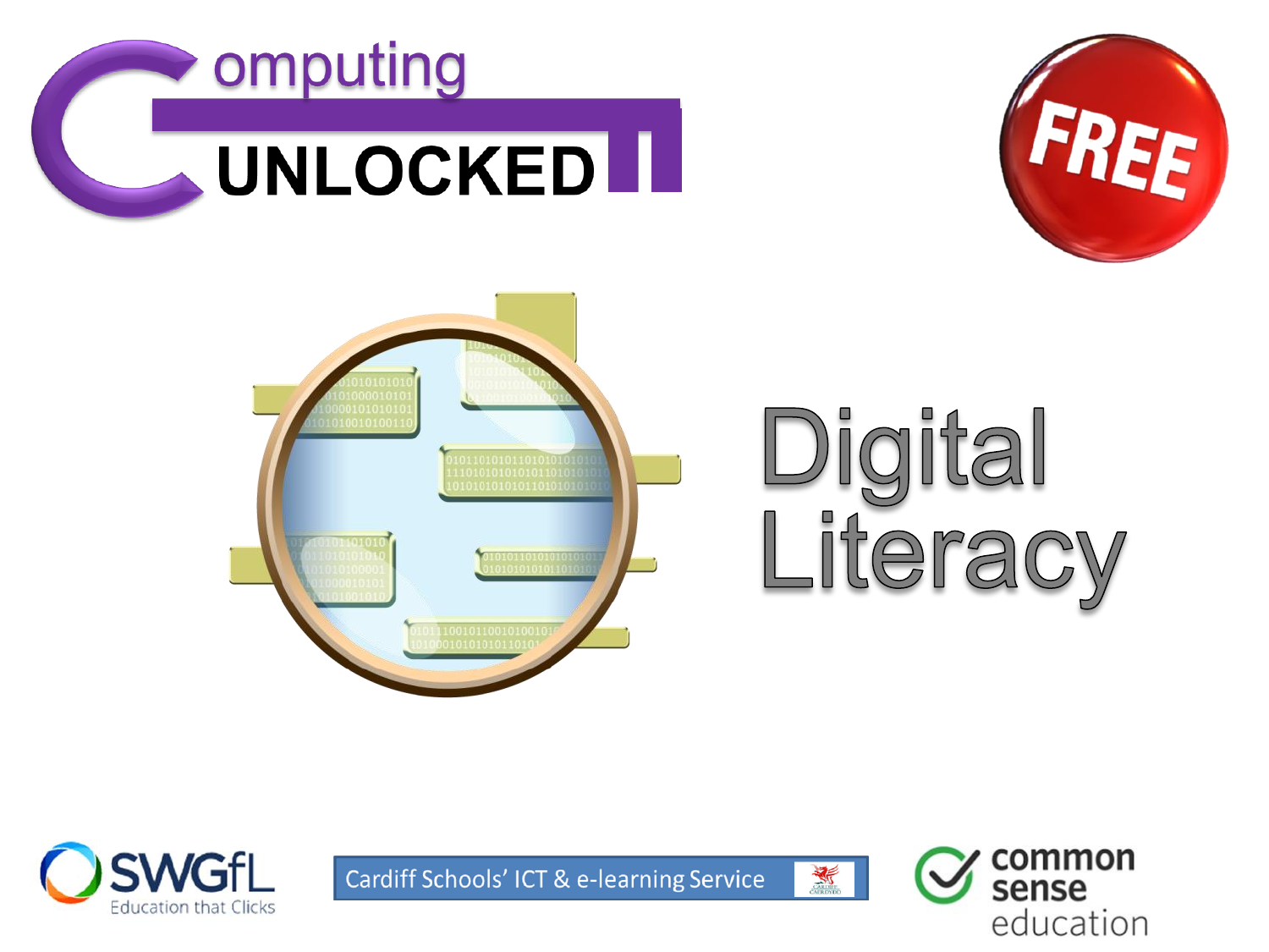# Computing UNLOCKED

FREE

# Digital Literacy

SWGfL Education that Clicks

Cardiff Schools' ICT & e-learning Service

common sense education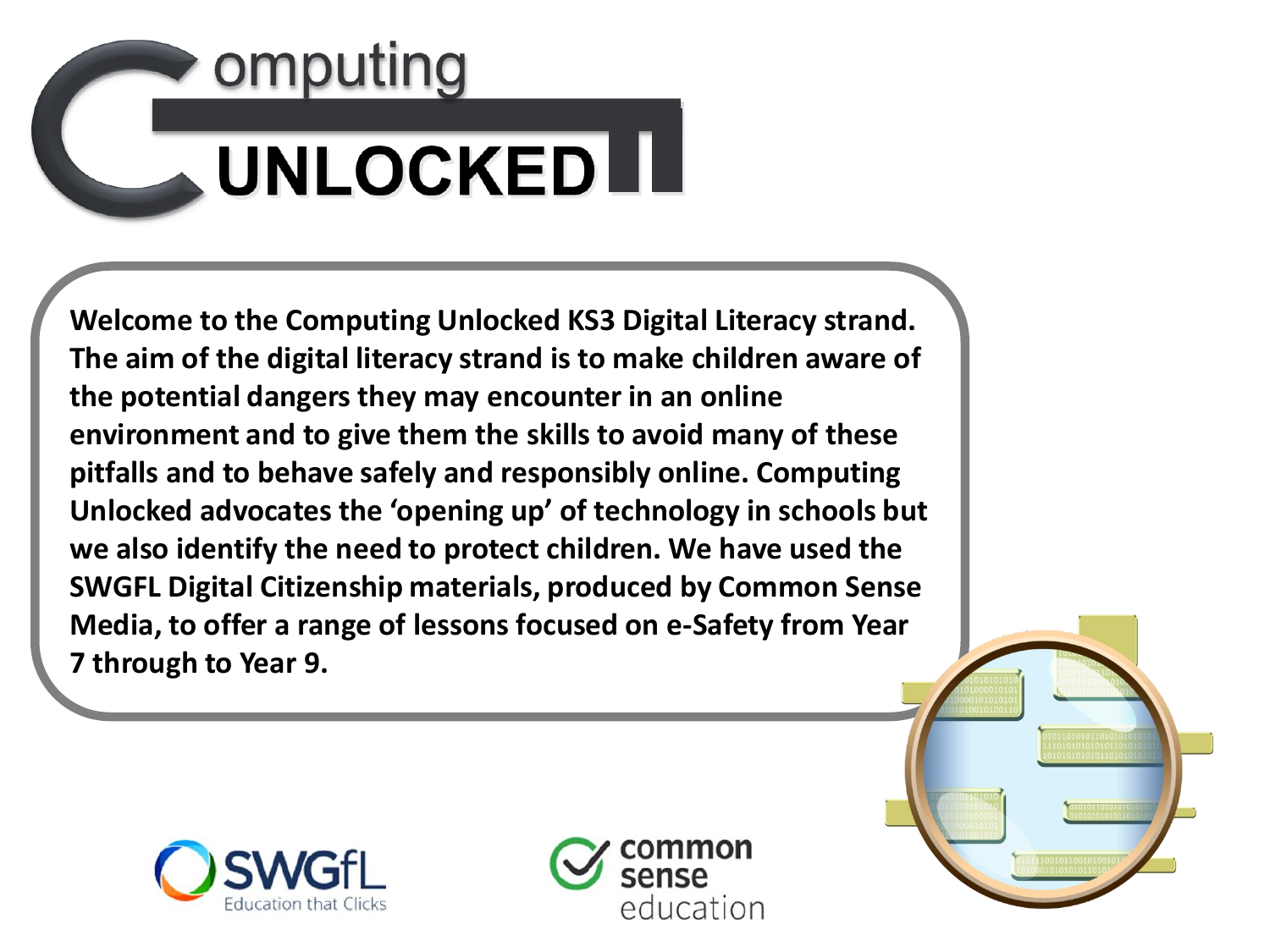# Computing UNLOCKED

**Welcome to the Computing Unlocked KS3 Digital Literacy strand. The aim of the digital literacy strand is to make children aware of the potential dangers they may encounter in an online environment and to give them the skills to avoid many of these pitfalls and to behave safely and responsibly online. Computing Unlocked advocates the 'opening up' of technology in schools but we also identify the need to protect children. We have used the SWGFL Digital Citizenship materials, produced by Common Sense Media, to offer a range of lessons focused on e-Safety from Year 7 through to Year 9.**

SWGfL Education that Clicks

common sense education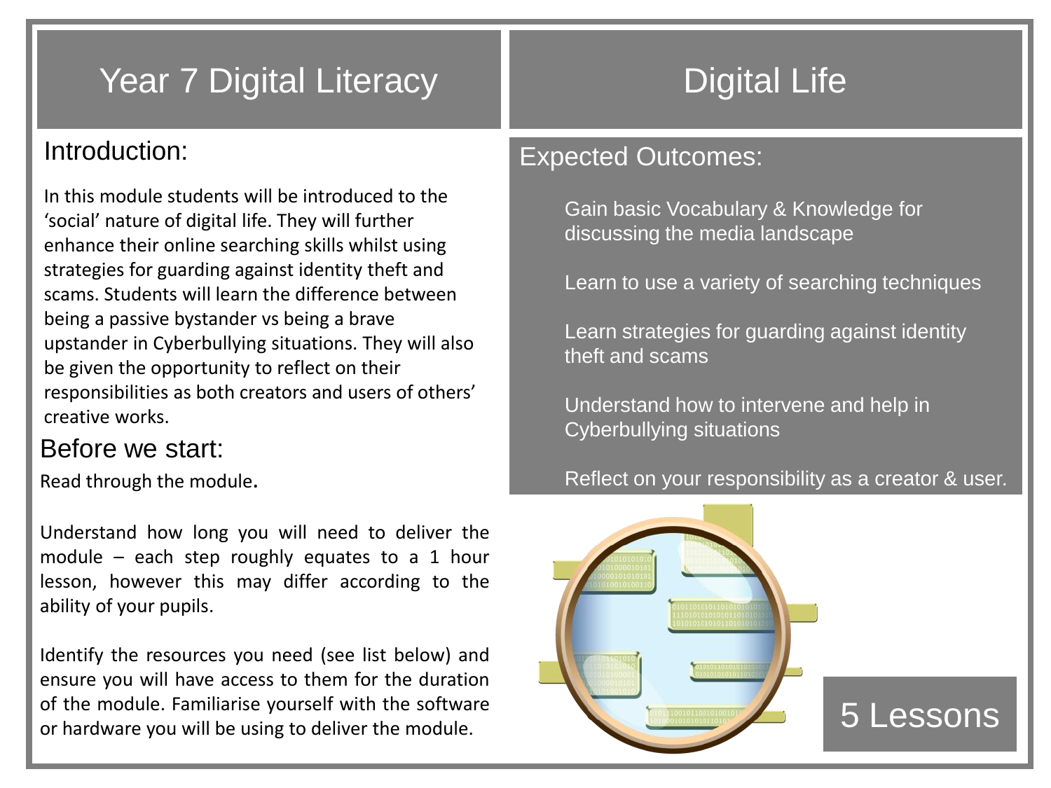# Year 7 Digital Literacy

# Digital Life

## Introduction:

In this module students will be introduced to the 'social' nature of digital life. They will further enhance their online searching skills whilst using strategies for guarding against identity theft and scams. Students will learn the difference between being a passive bystander vs being a brave upstander in Cyberbullying situations. They will also be given the opportunity to reflect on their responsibilities as both creators and users of others' creative works.

## Before we start:

Read through the module.

Understand how long you will need to deliver the module – each step roughly equates to a 1 hour lesson, however this may differ according to the ability of your pupils.

Identify the resources you need (see list below) and ensure you will have access to them for the duration of the module. Familiarise yourself with the software or hardware you will be using to deliver the module.

## Expected Outcomes:

Gain basic Vocabulary & Knowledge for discussing the media landscape

Learn to use a variety of searching techniques

Learn strategies for guarding against identity theft and scams

Understand how to intervene and help in Cyberbullying situations

Reflect on your responsibility as a creator & user.

5 Lessons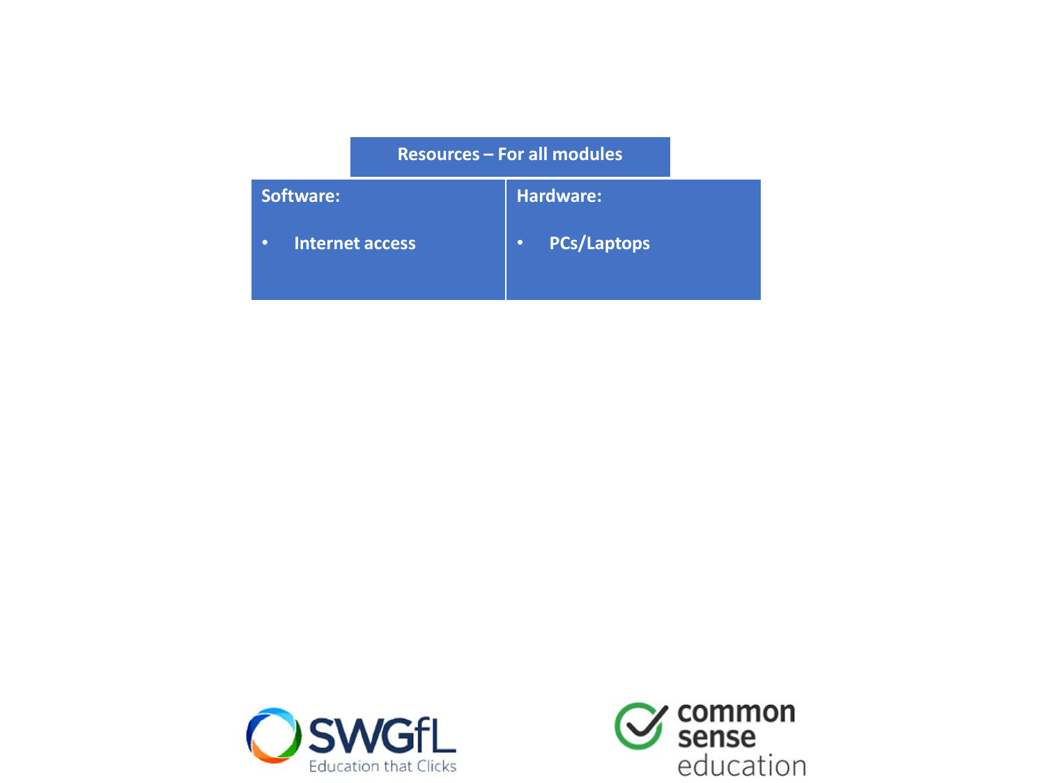| Resources – For all modules | |
|---|---|
| **Software:**<br><br>• Internet access | **Hardware:**<br><br>• PCs/Laptops |

SWGfL Education that Clicks

common sense education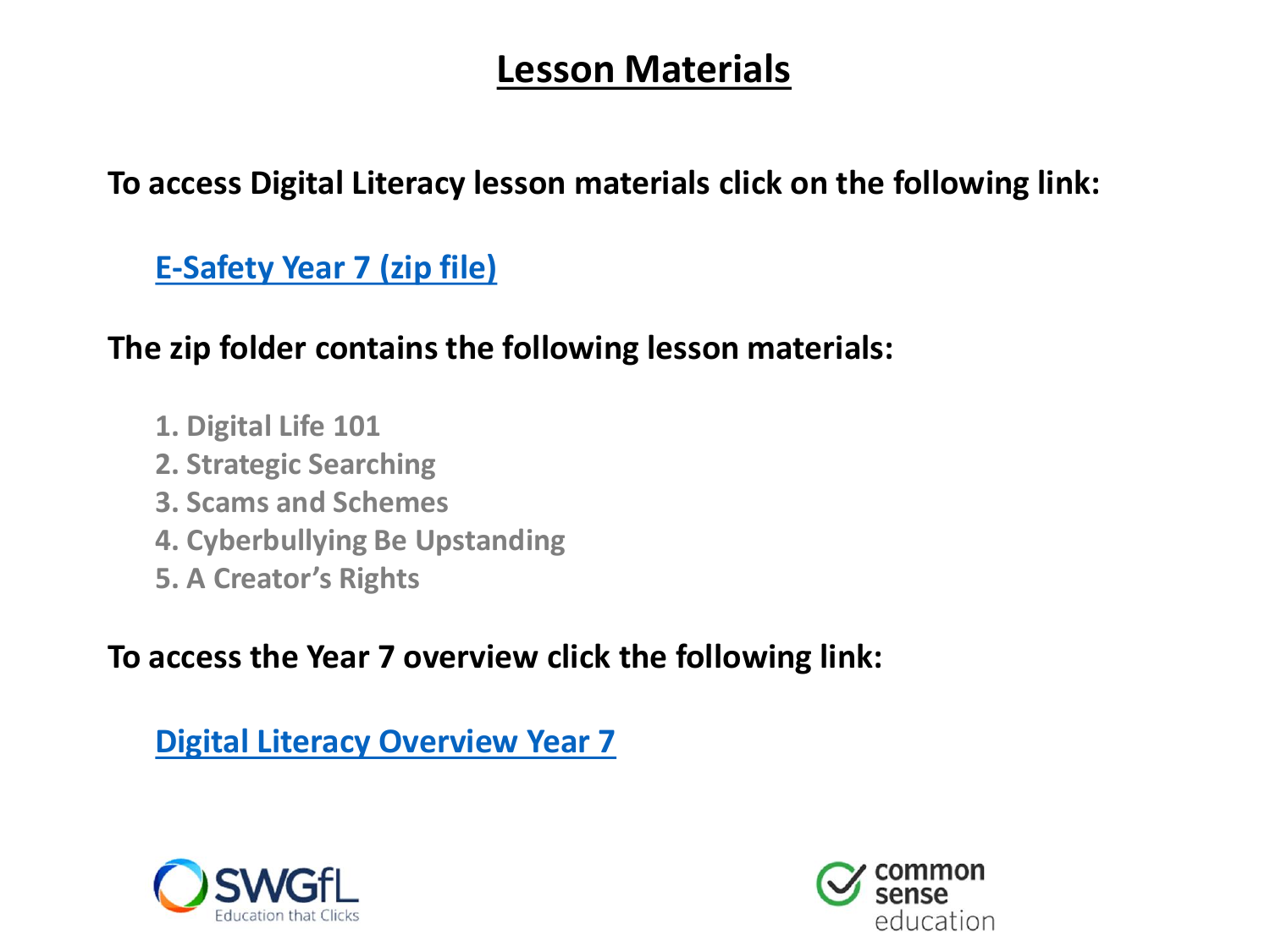# Lesson Materials

**To access Digital Literacy lesson materials click on the following link:**

**E-Safety Year 7 (zip file)**

**The zip folder contains the following lesson materials:**

1. Digital Life 101
2. Strategic Searching
3. Scams and Schemes
4. Cyberbullying Be Upstanding
5. A Creator's Rights

**To access the Year 7 overview click the following link:**

**Digital Literacy Overview Year 7**

SWGfL Education that Clicks

common sense education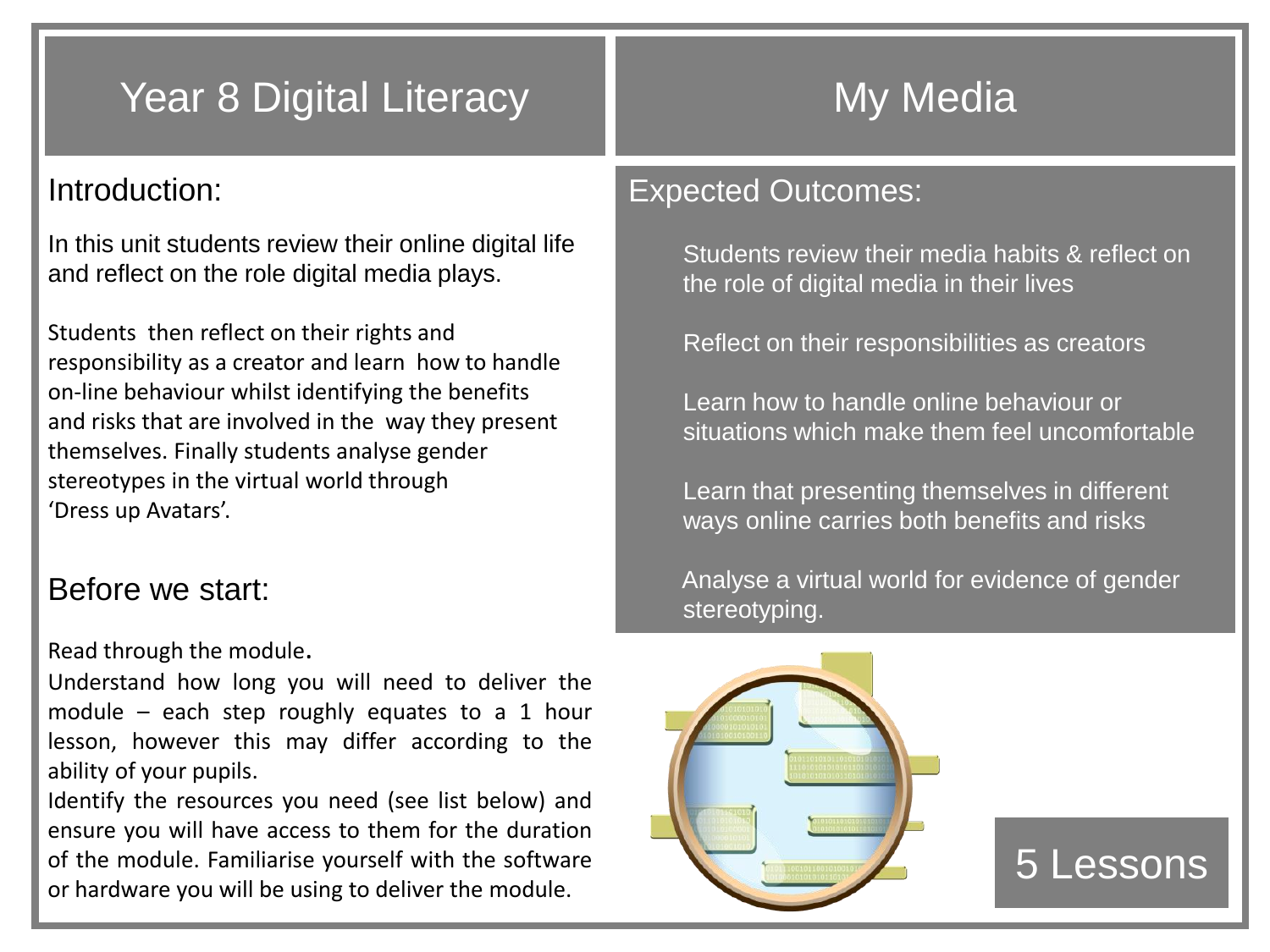# Year 8 Digital Literacy

# My Media

## Introduction:

In this unit students review their online digital life and reflect on the role digital media plays.

Students then reflect on their rights and responsibility as a creator and learn how to handle on-line behaviour whilst identifying the benefits and risks that are involved in the way they present themselves. Finally students analyse gender stereotypes in the virtual world through 'Dress up Avatars'.

## Before we start:

Read through the module.

Understand how long you will need to deliver the module – each step roughly equates to a 1 hour lesson, however this may differ according to the ability of your pupils.

Identify the resources you need (see list below) and ensure you will have access to them for the duration of the module. Familiarise yourself with the software or hardware you will be using to deliver the module.

## Expected Outcomes:

- Students review their media habits & reflect on the role of digital media in their lives
- Reflect on their responsibilities as creators
- Learn how to handle online behaviour or situations which make them feel uncomfortable
- Learn that presenting themselves in different ways online carries both benefits and risks
- Analyse a virtual world for evidence of gender stereotyping.

**5 Lessons**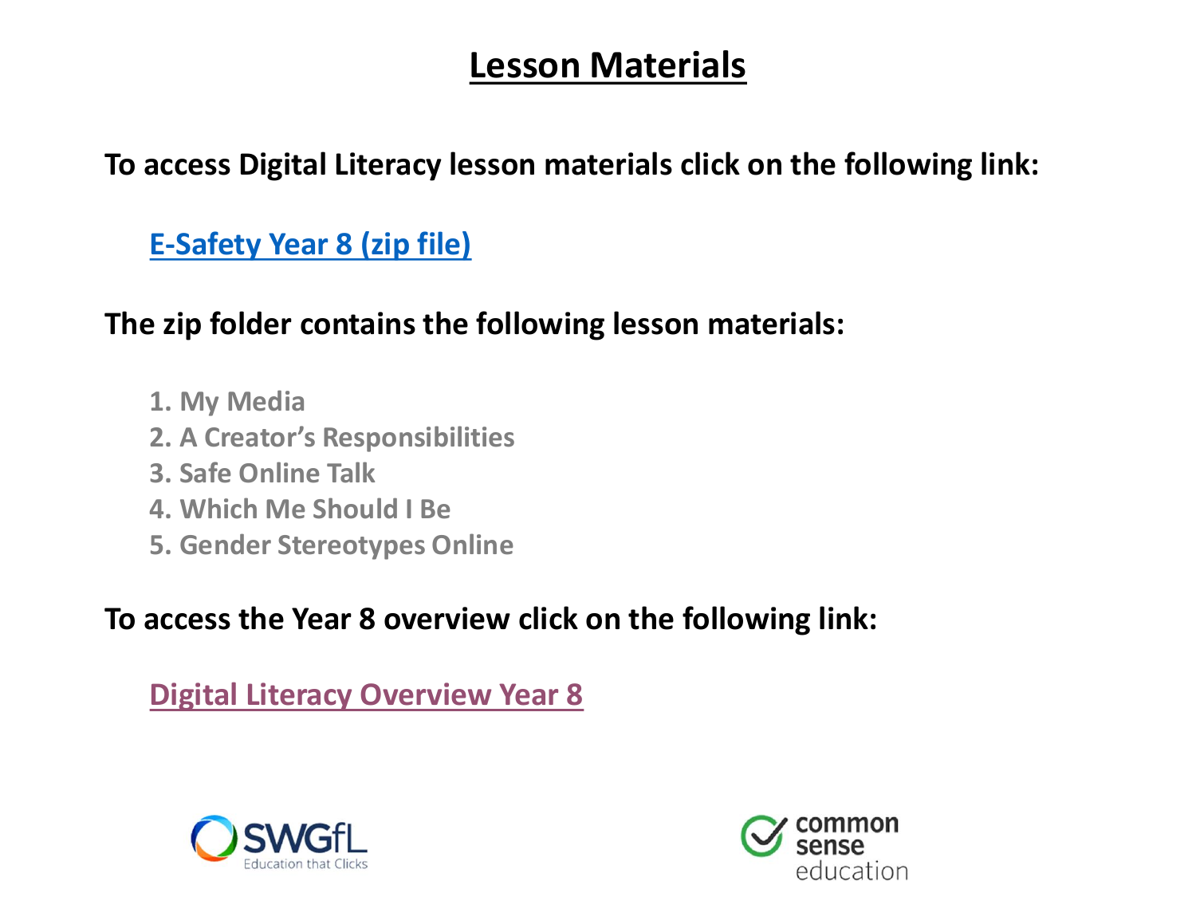# Lesson Materials

**To access Digital Literacy lesson materials click on the following link:**

**E-Safety Year 8 (zip file)**

**The zip folder contains the following lesson materials:**

1. My Media
2. A Creator's Responsibilities
3. Safe Online Talk
4. Which Me Should I Be
5. Gender Stereotypes Online

**To access the Year 8 overview click on the following link:**

**Digital Literacy Overview Year 8**

SWGfL Education that Clicks

common sense education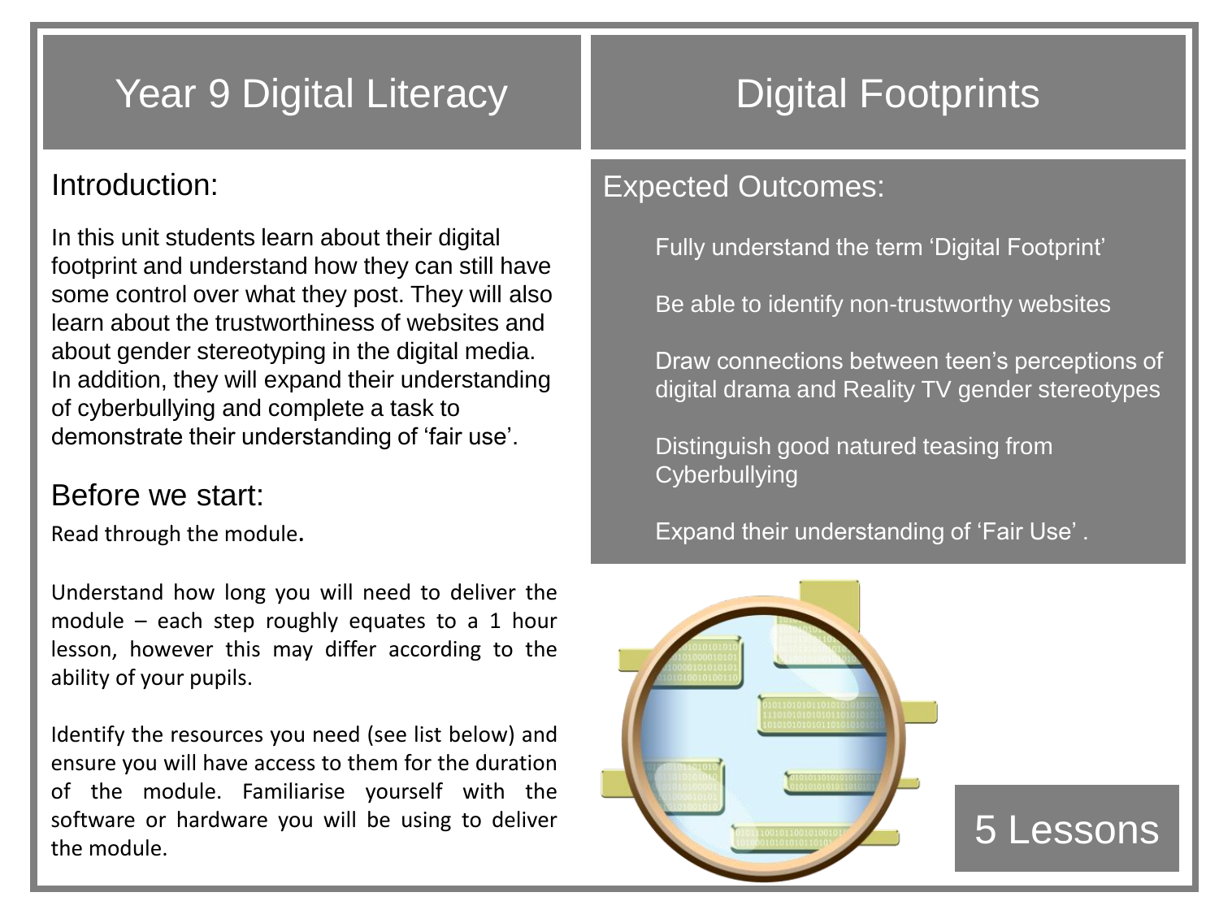# Year 9 Digital Literacy

# Digital Footprints

## Introduction:

In this unit students learn about their digital footprint and understand how they can still have some control over what they post. They will also learn about the trustworthiness of websites and about gender stereotyping in the digital media. In addition, they will expand their understanding of cyberbullying and complete a task to demonstrate their understanding of 'fair use'.

## Before we start:

Read through the module.

Understand how long you will need to deliver the module – each step roughly equates to a 1 hour lesson, however this may differ according to the ability of your pupils.

Identify the resources you need (see list below) and ensure you will have access to them for the duration of the module. Familiarise yourself with the software or hardware you will be using to deliver the module.

## Expected Outcomes:

Fully understand the term 'Digital Footprint'

Be able to identify non-trustworthy websites

Draw connections between teen's perceptions of digital drama and Reality TV gender stereotypes

Distinguish good natured teasing from Cyberbullying

Expand their understanding of 'Fair Use' .

5 Lessons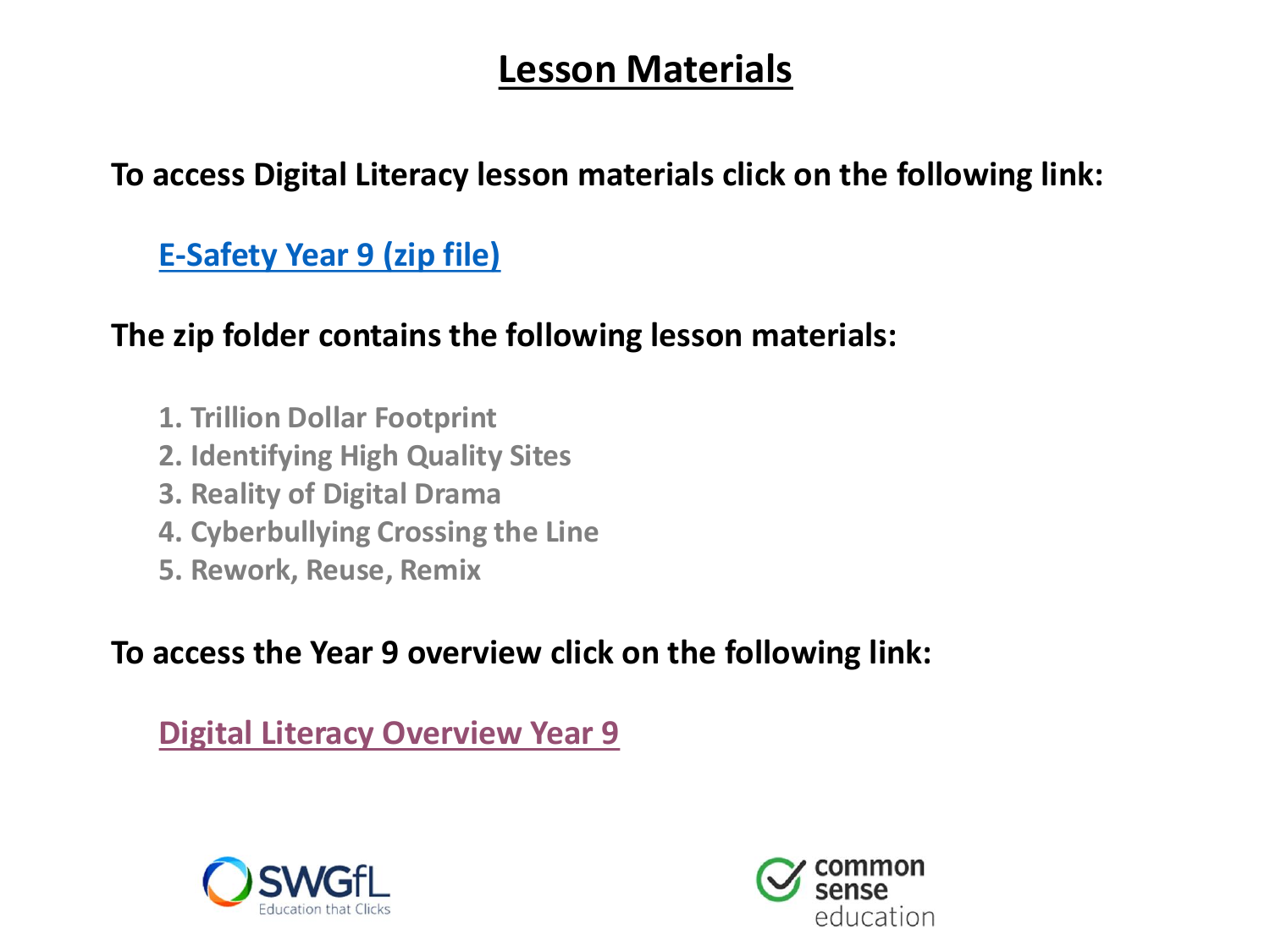# Lesson Materials

**To access Digital Literacy lesson materials click on the following link:**

**E-Safety Year 9 (zip file)**

**The zip folder contains the following lesson materials:**

1. Trillion Dollar Footprint
2. Identifying High Quality Sites
3. Reality of Digital Drama
4. Cyberbullying Crossing the Line
5. Rework, Reuse, Remix

**To access the Year 9 overview click on the following link:**

**Digital Literacy Overview Year 9**

SWGfL Education that Clicks

common sense education